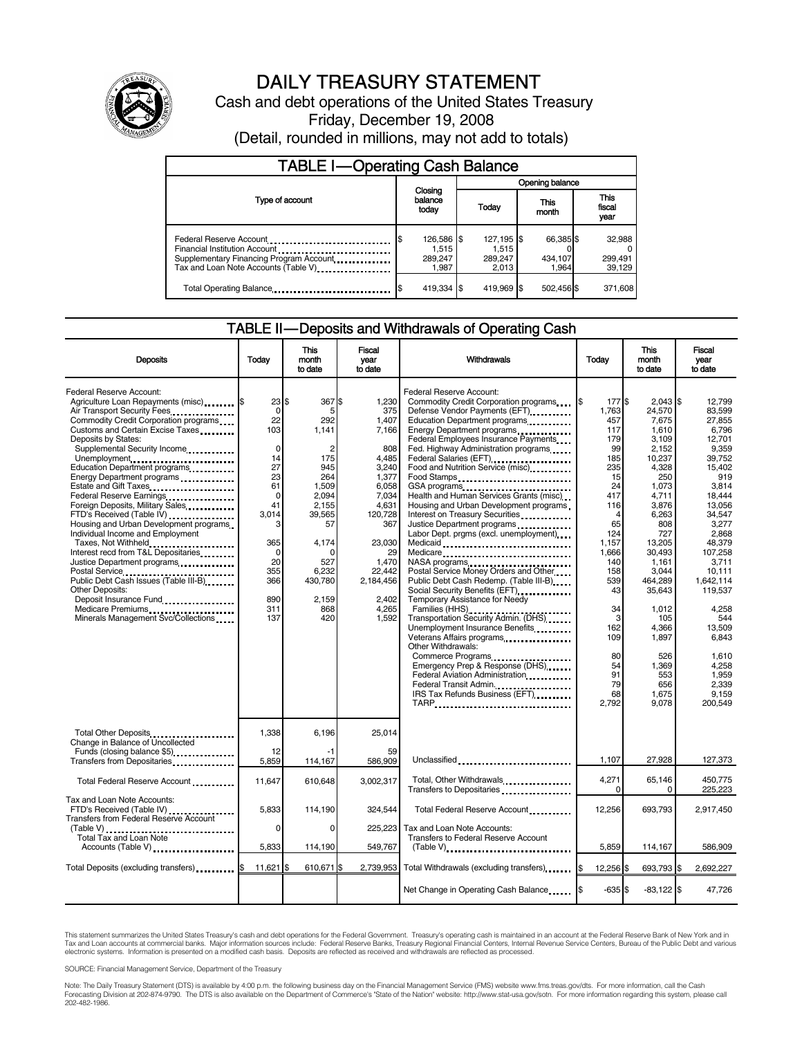# DAILY TREASURY STATEMENT

Cash and debt operations of the United States Treasury

Friday, December 19, 2008

(Detail, rounded in millions, may not add to totals)

## TABLE I—Operating Cash Balance

| Type of account | Closing balance today | Opening balance Today | Opening balance This month | Opening balance This fiscal year |
|---|---|---|---|---|
| Federal Reserve Account | $ 126,586 | $ 127,195 | $ 66,385 | $ 32,988 |
| Financial Institution Account | 1,515 | 1,515 | 0 | 0 |
| Supplementary Financing Program Account | 289,247 | 289,247 | 434,107 | 299,491 |
| Tax and Loan Note Accounts (Table V) | 1,987 | 2,013 | 1,964 | 39,129 |
| Total Operating Balance | $ 419,334 | $ 419,969 | $ 502,456 | $ 371,608 |

## TABLE II—Deposits and Withdrawals of Operating Cash

| Deposits | Today | This month to date | Fiscal year to date | Withdrawals | Today | This month to date | Fiscal year to date |
|---|---|---|---|---|---|---|---|
| Federal Reserve Account: | | | | Federal Reserve Account: | | | |
| Agriculture Loan Repayments (misc) | $ 23 | $ 367 | $ 1,230 | Commodity Credit Corporation programs | $ 177 | $ 2,043 | $ 12,799 |
| Air Transport Security Fees | 0 | 5 | 375 | Defense Vendor Payments (EFT) | 1,763 | 24,570 | 83,599 |
| Commodity Credit Corporation programs | 22 | 292 | 1,407 | Education Department programs | 457 | 7,675 | 27,855 |
| Customs and Certain Excise Taxes | 103 | 1,141 | 7,166 | Energy Department programs | 117 | 1,610 | 6,796 |
| Deposits by States: | | | | Federal Employees Insurance Payments | 179 | 3,109 | 12,701 |
| Supplemental Security Income | 0 | 2 | 808 | Fed. Highway Administration programs | 99 | 2,152 | 9,359 |
| Unemployment | 14 | 175 | 4,485 | Federal Salaries (EFT) | 185 | 10,237 | 39,752 |
| Education Department programs | 27 | 945 | 3,240 | Food and Nutrition Service (misc) | 235 | 4,328 | 15,402 |
| Energy Department programs | 23 | 264 | 1,377 | Food Stamps | 15 | 250 | 919 |
| Estate and Gift Taxes | 61 | 1,509 | 6,058 | GSA programs | 24 | 1,073 | 3,814 |
| Federal Reserve Earnings | 0 | 2,094 | 7,034 | Health and Human Services Grants (misc) | 417 | 4,711 | 18,444 |
| Foreign Deposits, Military Sales | 41 | 2,155 | 4,631 | Housing and Urban Development programs | 116 | 3,876 | 13,056 |
| FTD's Received (Table IV) | 3,014 | 39,565 | 120,728 | Interest on Treasury Securities | 4 | 6,263 | 34,547 |
| Housing and Urban Development programs | 3 | 57 | 367 | Justice Department programs | 65 | 808 | 3,277 |
| Individual Income and Employment | | | | Labor Dept. prgms (excl. unemployment) | 124 | 727 | 2,868 |
| Taxes, Not Withheld | 365 | 4,174 | 23,030 | Medicaid | 1,157 | 13,205 | 48,379 |
| Interest recd from T&L Depositaries | 0 | 0 | 29 | Medicare | 1,666 | 30,493 | 107,258 |
| Justice Department programs | 20 | 527 | 1,470 | NASA programs | 140 | 1,161 | 3,711 |
| Postal Service | 355 | 6,232 | 22,442 | Postal Service Money Orders and Other | 158 | 3,044 | 10,111 |
| Public Debt Cash Issues (Table III-B) | 366 | 430,780 | 2,184,456 | Public Debt Cash Redemp. (Table III-B) | 539 | 464,289 | 1,642,114 |
| Other Deposits: | | | | Social Security Benefits (EFT) | 43 | 35,643 | 119,537 |
| Deposit Insurance Fund | 890 | 2,159 | 2,402 | Temporary Assistance for Needy | | | |
| Medicare Premiums | 311 | 868 | 4,265 | Families (HHS) | 34 | 1,012 | 4,258 |
| Minerals Management Svc/Collections | 137 | 420 | 1,592 | Transportation Security Admin. (DHS) | 3 | 105 | 544 |
| | | | | Unemployment Insurance Benefits | 162 | 4,366 | 13,509 |
| | | | | Veterans Affairs programs | 109 | 1,897 | 6,843 |
| | | | | Other Withdrawals: | | | |
| | | | | Commerce Programs | 80 | 526 | 1,610 |
| | | | | Emergency Prep & Response (DHS) | 54 | 1,369 | 4,258 |
| | | | | Federal Aviation Administration | 91 | 553 | 1,959 |
| | | | | Federal Transit Admin. | 79 | 656 | 2,339 |
| | | | | IRS Tax Refunds Business (EFT) | 68 | 1,675 | 9,159 |
| | | | | TARP | 2,792 | 9,078 | 200,549 |
| Total Other Deposits | 1,338 | 6,196 | 25,014 | | | | |
| Change in Balance of Uncollected Funds (closing balance $5) | 12 | -1 | 59 | | | | |
| Transfers from Depositaries | 5,859 | 114,167 | 586,909 | Unclassified | 1,107 | 27,928 | 127,373 |
| Total Federal Reserve Account | 11,647 | 610,648 | 3,002,317 | Total, Other Withdrawals | 4,271 | 65,146 | 450,775 |
| | | | | Transfers to Depositaries | 0 | 0 | 225,223 |
| Tax and Loan Note Accounts: | | | | | | | |
| FTD's Received (Table IV) | 5,833 | 114,190 | 324,544 | Total Federal Reserve Account | 12,256 | 693,793 | 2,917,450 |
| Transfers from Federal Reserve Account (Table V) | 0 | 0 | 225,223 | Tax and Loan Note Accounts: | | | |
| Total Tax and Loan Note Accounts (Table V) | 5,833 | 114,190 | 549,767 | Transfers to Federal Reserve Account (Table V) | 5,859 | 114,167 | 586,909 |
| Total Deposits (excluding transfers) | $ 11,621 | $ 610,671 | $ 2,739,953 | Total Withdrawals (excluding transfers) | $ 12,256 | $ 693,793 | $ 2,692,227 |
| | | | | Net Change in Operating Cash Balance | $ -635 | $ -83,122 | $ 47,726 |

This statement summarizes the United States Treasury's cash and debt operations for the Federal Government. Treasury's operating cash is maintained in an account at the Federal Reserve Bank of New York and in Tax and Loan accounts at commercial banks. Major information sources include: Federal Reserve Banks, Treasury Regional Financial Centers, Internal Revenue Service Centers, Bureau of the Public Debt and various electronic systems. Information is presented on a modified cash basis. Deposits are reflected as received and withdrawals are reflected as processed.

SOURCE: Financial Management Service, Department of the Treasury

Note: The Daily Treasury Statement (DTS) is available by 4:00 p.m. the following business day on the Financial Management Service (FMS) website www.fms.treas.gov/dts. For more information, call the Cash Forecasting Division at 202-874-9790. The DTS is also available on the Department of Commerce's "State of the Nation" website: http://www.stat-usa.gov/sotn. For more information regarding this system, please call 202-482-1986.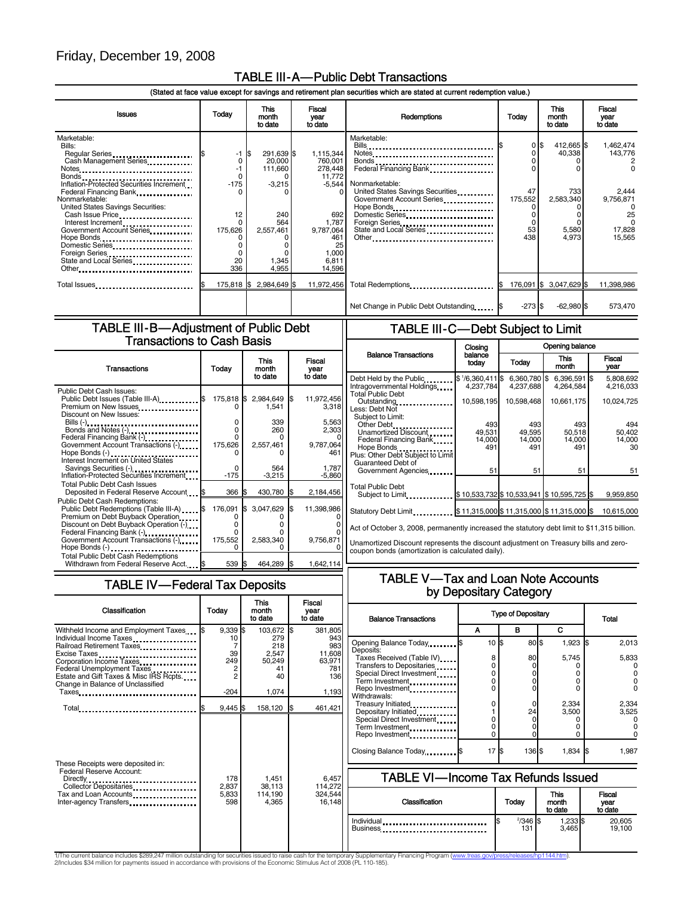Friday, December 19, 2008

## TABLE III-A—Public Debt Transactions

(Stated at face value except for savings and retirement plan securities which are stated at current redemption value.)

| Issues | Today | This month to date | Fiscal year to date |
|---|---|---|---|
| Marketable: | | | |
| Bills: | | | |
| Regular Series | $ -1 | $ 291,639 | $ 1,115,344 |
| Cash Management Series | 0 | 20,000 | 760,001 |
| Notes | -1 | 111,660 | 278,448 |
| Bonds | 0 | 0 | 11,772 |
| Inflation-Protected Securities Increment | -175 | -3,215 | -5,544 |
| Federal Financing Bank | 0 | 0 | 0 |
| Nonmarketable: | | | |
| United States Savings Securities: | | | |
| Cash Issue Price | 12 | 240 | 692 |
| Interest Increment | 0 | 564 | 1,787 |
| Government Account Series | 175,626 | 2,557,461 | 9,787,064 |
| Hope Bonds | 0 | 0 | 461 |
| Domestic Series | 0 | 0 | 25 |
| Foreign Series | 0 | 0 | 1,000 |
| State and Local Series | 20 | 1,345 | 6,811 |
| Other | 336 | 4,955 | 14,596 |
| Total Issues | $ 175,818 | $ 2,984,649 | $ 11,972,456 |

| Redemptions | Today | This month to date | Fiscal year to date |
|---|---|---|---|
| Marketable: | | | |
| Bills | $ 0 | $ 412,665 | $ 1,462,474 |
| Notes | 0 | 40,338 | 143,776 |
| Bonds | 0 | 0 | 2 |
| Federal Financing Bank | 0 | 0 | 0 |
| Nonmarketable: | | | |
| United States Savings Securities | 47 | 733 | 2,444 |
| Government Account Series | 175,552 | 2,583,340 | 9,756,871 |
| Hope Bonds | 0 | 0 | 0 |
| Domestic Series | 0 | 0 | 25 |
| Foreign Series | 0 | 0 | 0 |
| State and Local Series | 53 | 5,580 | 17,828 |
| Other | 438 | 4,973 | 15,565 |
| Total Redemptions | $ 176,091 | $ 3,047,629 | $ 11,398,986 |
| Net Change in Public Debt Outstanding | $ -273 | $ -62,980 | $ 573,470 |

## TABLE III-B—Adjustment of Public Debt Transactions to Cash Basis

| Transactions | Today | This month to date | Fiscal year to date |
|---|---|---|---|
| Public Debt Cash Issues: | | | |
| Public Debt Issues (Table III-A) | $ 175,818 | $ 2,984,649 | $ 11,972,456 |
| Premium on New Issues | 0 | 1,541 | 3,318 |
| Discount on New Issues: | | | |
| Bills (-) | 0 | 339 | 5,563 |
| Bonds and Notes (-) | 0 | 260 | 2,303 |
| Federal Financing Bank (-) | 0 | 0 | 0 |
| Government Account Transactions (-) | 175,626 | 2,557,461 | 9,787,064 |
| Hope Bonds (-) | 0 | 0 | 461 |
| Interest Increment on United States Savings Securities (-) | 0 | 564 | 1,787 |
| Inflation-Protected Securities Increment | -175 | -3,215 | -5,860 |
| Total Public Debt Cash Issues Deposited in Federal Reserve Account | $ 366 | $ 430,780 | $ 2,184,456 |
| Public Debt Cash Redemptions: | | | |
| Public Debt Redemptions (Table III-A) | $ 176,091 | $ 3,047,629 | $ 11,398,986 |
| Premium on Debt Buyback Operation | 0 | 0 | 0 |
| Discount on Debt Buyback Operation (-) | 0 | 0 | 0 |
| Federal Financing Bank (-) | 0 | 0 | 0 |
| Government Account Transactions (-) | 175,552 | 2,583,340 | 9,756,871 |
| Hope Bonds (-) | 0 | 0 | 0 |
| Total Public Debt Cash Redemptions Withdrawn from Federal Reserve Acct. | $ 539 | $ 464,289 | $ 1,642,114 |

## TABLE III-C—Debt Subject to Limit

| Balance Transactions | Closing balance today | Opening balance Today | Opening balance This month | Opening balance Fiscal year |
|---|---|---|---|---|
| Debt Held by the Public | $ [1]6,360,411 | $ 6,360,780 | $ 6,396,591 | $ 5,808,692 |
| Intragovernmental Holdings | 4,237,784 | 4,237,688 | 4,264,584 | 4,216,033 |
| Total Public Debt Outstanding | 10,598,195 | 10,598,468 | 10,661,175 | 10,024,725 |
| Less: Debt Not Subject to Limit: | | | | |
| Other Debt | 493 | 493 | 493 | 494 |
| Unamortized Discount | 49,531 | 49,595 | 50,518 | 50,402 |
| Federal Financing Bank | 14,000 | 14,000 | 14,000 | 14,000 |
| Hope Bonds | 491 | 491 | 491 | 30 |
| Plus: Other Debt Subject to Limit | | | | |
| Guaranteed Debt of Government Agencies | 51 | 51 | 51 | 51 |
| Total Public Debt Subject to Limit | $ 10,533,732 | $ 10,533,941 | $ 10,595,725 | $ 9,959,850 |
| Statutory Debt Limit | $ 11,315,000 | $ 11,315,000 | $ 11,315,000 | $ 10,615,000 |

Act of October 3, 2008, permanently increased the statutory debt limit to $11,315 billion.

Unamortized Discount represents the discount adjustment on Treasury bills and zero-coupon bonds (amortization is calculated daily).

## TABLE IV—Federal Tax Deposits

| Classification | Today | This month to date | Fiscal year to date |
|---|---|---|---|
| Withheld Income and Employment Taxes | $ 9,339 | $ 103,672 | $ 381,805 |
| Individual Income Taxes | 10 | 279 | 943 |
| Railroad Retirement Taxes | 7 | 218 | 983 |
| Excise Taxes | 39 | 2,547 | 11,608 |
| Corporation Income Taxes | 249 | 50,249 | 63,971 |
| Federal Unemployment Taxes | 2 | 41 | 781 |
| Estate and Gift Taxes & Misc IRS Rcpts. | 2 | 40 | 136 |
| Change in Balance of Unclassified Taxes | -204 | 1,074 | 1,193 |
| Total | $ 9,445 | $ 158,120 | $ 461,421 |
| These Receipts were deposited in: | | | |
| Federal Reserve Account: | | | |
| Directly | 178 | 1,451 | 6,457 |
| Collector Depositaries | 2,837 | 38,113 | 114,272 |
| Tax and Loan Accounts | 5,833 | 114,190 | 324,544 |
| Inter-agency Transfers | 598 | 4,365 | 16,148 |

## TABLE V—Tax and Loan Note Accounts by Depositary Category

| Balance Transactions | A | B | C | Total |
|---|---|---|---|---|
| Opening Balance Today | $ 10 | $ 80 | $ 1,923 | $ 2,013 |
| Deposits: | | | | |
| Taxes Received (Table IV) | 8 | 80 | 5,745 | 5,833 |
| Transfers to Depositaries | 0 | 0 | 0 | 0 |
| Special Direct Investment | 0 | 0 | 0 | 0 |
| Term Investment | 0 | 0 | 0 | 0 |
| Repo Investment | 0 | 0 | 0 | 0 |
| Withdrawals: | | | | |
| Treasury Initiated | 0 | 0 | 2,334 | 2,334 |
| Depositary Initiated | 1 | 24 | 3,500 | 3,525 |
| Special Direct Investment | 0 | 0 | 0 | 0 |
| Term Investment | 0 | 0 | 0 | 0 |
| Repo Investment | 0 | 0 | 0 | 0 |
| Closing Balance Today | $ 17 | $ 136 | $ 1,834 | $ 1,987 |

## TABLE VI—Income Tax Refunds Issued

| Classification | Today | This month to date | Fiscal year to date |
|---|---|---|---|
| Individual | $ [2]/346 | $ 1,233 | $ 20,605 |
| Business | 131 | 3,465 | 19,100 |

1/The current balance includes $289,247 million outstanding for securities issued to raise cash for the temporary Supplementary Financing Program (www.treas.gov/press/releases/hp1144.htm).
2/Includes $34 million for payments issued in accordance with provisions of the Economic Stimulus Act of 2008 (PL 110-185).